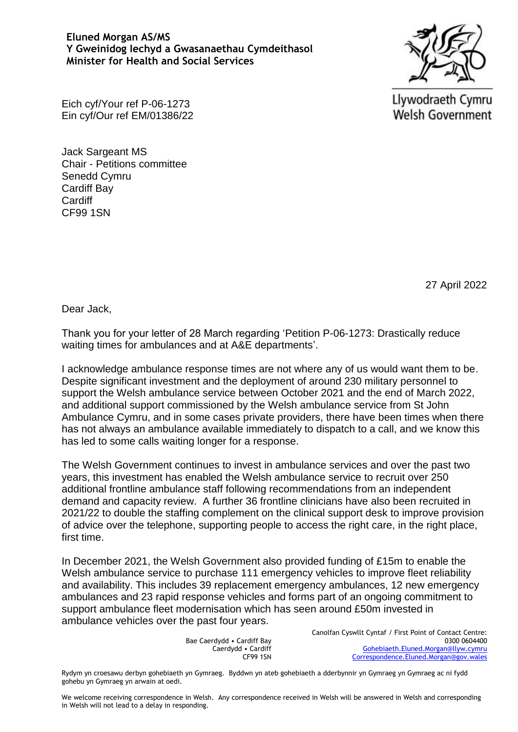**Eluned Morgan AS/MS**
**Y Gweinidog Iechyd a Gwasanaethau Cymdeithasol**
**Minister for Health and Social Services**

Llywodraeth Cymru
Welsh Government

Eich cyf/Your ref P-06-1273
Ein cyf/Our ref EM/01386/22

Jack Sargeant MS
Chair - Petitions committee
Senedd Cymru
Cardiff Bay
Cardiff
CF99 1SN

27 April 2022

Dear Jack,

Thank you for your letter of 28 March regarding 'Petition P-06-1273: Drastically reduce waiting times for ambulances and at A&E departments'.

I acknowledge ambulance response times are not where any of us would want them to be. Despite significant investment and the deployment of around 230 military personnel to support the Welsh ambulance service between October 2021 and the end of March 2022, and additional support commissioned by the Welsh ambulance service from St John Ambulance Cymru, and in some cases private providers, there have been times when there has not always an ambulance available immediately to dispatch to a call, and we know this has led to some calls waiting longer for a response.

The Welsh Government continues to invest in ambulance services and over the past two years, this investment has enabled the Welsh ambulance service to recruit over 250 additional frontline ambulance staff following recommendations from an independent demand and capacity review. A further 36 frontline clinicians have also been recruited in 2021/22 to double the staffing complement on the clinical support desk to improve provision of advice over the telephone, supporting people to access the right care, in the right place, first time.

In December 2021, the Welsh Government also provided funding of £15m to enable the Welsh ambulance service to purchase 111 emergency vehicles to improve fleet reliability and availability. This includes 39 replacement emergency ambulances, 12 new emergency ambulances and 23 rapid response vehicles and forms part of an ongoing commitment to support ambulance fleet modernisation which has seen around £50m invested in ambulance vehicles over the past four years.

Bae Caerdydd • Cardiff Bay
Caerdydd • Cardiff
CF99 1SN

Canolfan Cyswllt Cyntaf / First Point of Contact Centre:
0300 0604400
Gohebiaeth.Eluned.Morgan@llyw.cymru
Correspondence.Eluned.Morgan@gov.wales

Rydym yn croesawu derbyn gohebiaeth yn Gymraeg. Byddwn yn ateb gohebiaeth a dderbynnir yn Gymraeg yn Gymraeg ac ni fydd gohebu yn Gymraeg yn arwain at oedi.

We welcome receiving correspondence in Welsh. Any correspondence received in Welsh will be answered in Welsh and corresponding in Welsh will not lead to a delay in responding.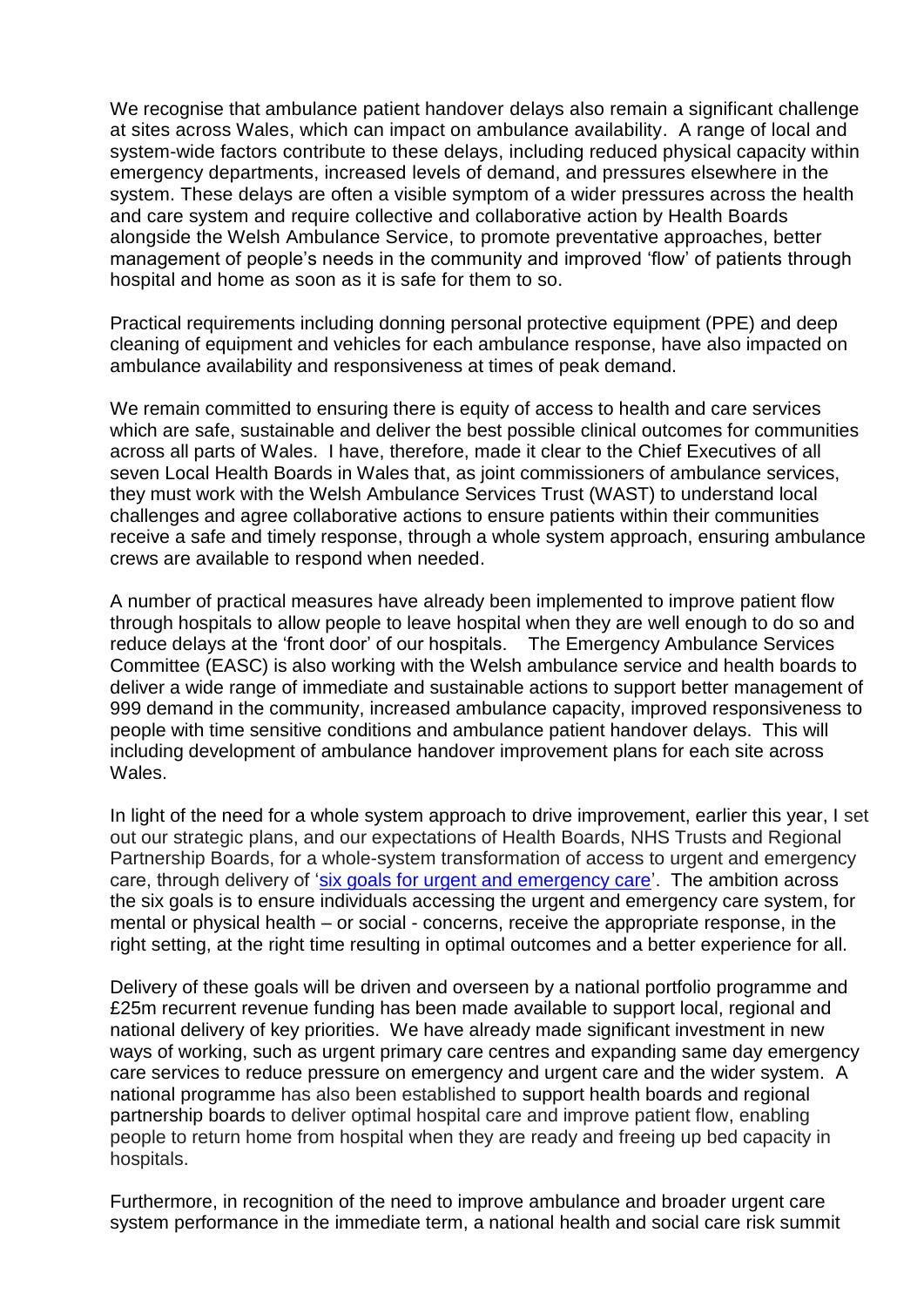We recognise that ambulance patient handover delays also remain a significant challenge at sites across Wales, which can impact on ambulance availability. A range of local and system-wide factors contribute to these delays, including reduced physical capacity within emergency departments, increased levels of demand, and pressures elsewhere in the system. These delays are often a visible symptom of a wider pressures across the health and care system and require collective and collaborative action by Health Boards alongside the Welsh Ambulance Service, to promote preventative approaches, better management of people's needs in the community and improved 'flow' of patients through hospital and home as soon as it is safe for them to so.

Practical requirements including donning personal protective equipment (PPE) and deep cleaning of equipment and vehicles for each ambulance response, have also impacted on ambulance availability and responsiveness at times of peak demand.

We remain committed to ensuring there is equity of access to health and care services which are safe, sustainable and deliver the best possible clinical outcomes for communities across all parts of Wales. I have, therefore, made it clear to the Chief Executives of all seven Local Health Boards in Wales that, as joint commissioners of ambulance services, they must work with the Welsh Ambulance Services Trust (WAST) to understand local challenges and agree collaborative actions to ensure patients within their communities receive a safe and timely response, through a whole system approach, ensuring ambulance crews are available to respond when needed.

A number of practical measures have already been implemented to improve patient flow through hospitals to allow people to leave hospital when they are well enough to do so and reduce delays at the 'front door' of our hospitals. The Emergency Ambulance Services Committee (EASC) is also working with the Welsh ambulance service and health boards to deliver a wide range of immediate and sustainable actions to support better management of 999 demand in the community, increased ambulance capacity, improved responsiveness to people with time sensitive conditions and ambulance patient handover delays. This will including development of ambulance handover improvement plans for each site across Wales.

In light of the need for a whole system approach to drive improvement, earlier this year, I set out our strategic plans, and our expectations of Health Boards, NHS Trusts and Regional Partnership Boards, for a whole-system transformation of access to urgent and emergency care, through delivery of '[six goals for urgent and emergency care]'. The ambition across the six goals is to ensure individuals accessing the urgent and emergency care system, for mental or physical health – or social - concerns, receive the appropriate response, in the right setting, at the right time resulting in optimal outcomes and a better experience for all.

Delivery of these goals will be driven and overseen by a national portfolio programme and £25m recurrent revenue funding has been made available to support local, regional and national delivery of key priorities. We have already made significant investment in new ways of working, such as urgent primary care centres and expanding same day emergency care services to reduce pressure on emergency and urgent care and the wider system. A national programme has also been established to support health boards and regional partnership boards to deliver optimal hospital care and improve patient flow, enabling people to return home from hospital when they are ready and freeing up bed capacity in hospitals.

Furthermore, in recognition of the need to improve ambulance and broader urgent care system performance in the immediate term, a national health and social care risk summit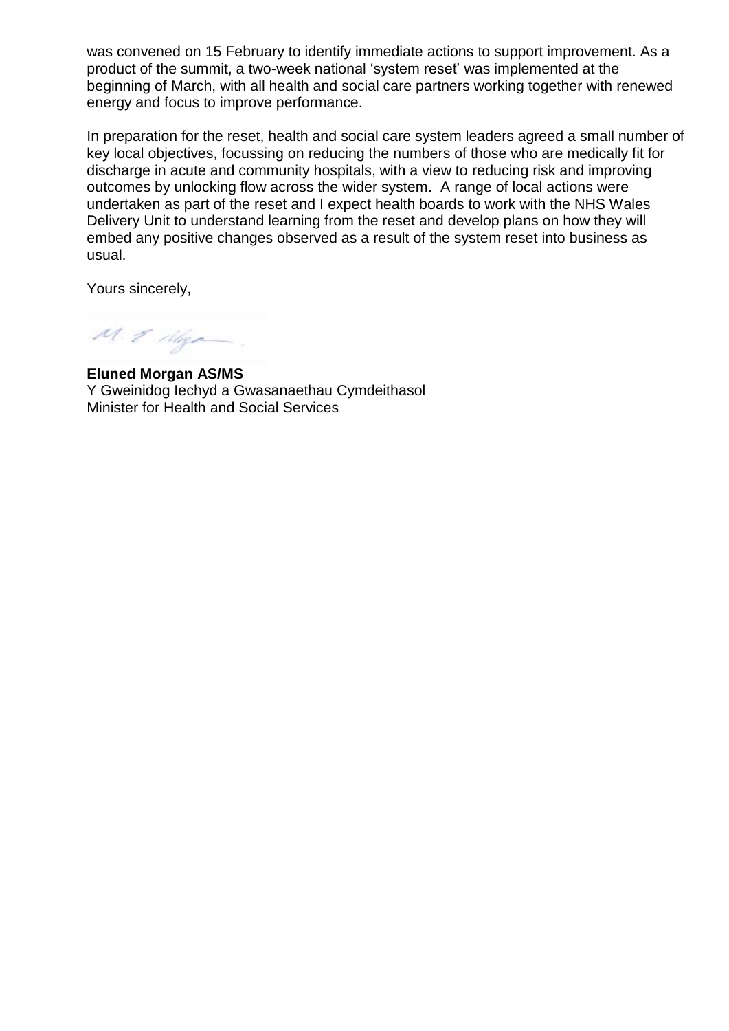was convened on 15 February to identify immediate actions to support improvement. As a product of the summit, a two-week national 'system reset' was implemented at the beginning of March, with all health and social care partners working together with renewed energy and focus to improve performance.

In preparation for the reset, health and social care system leaders agreed a small number of key local objectives, focussing on reducing the numbers of those who are medically fit for discharge in acute and community hospitals, with a view to reducing risk and improving outcomes by unlocking flow across the wider system. A range of local actions were undertaken as part of the reset and I expect health boards to work with the NHS Wales Delivery Unit to understand learning from the reset and develop plans on how they will embed any positive changes observed as a result of the system reset into business as usual.

Yours sincerely,

**Eluned Morgan AS/MS**
Y Gweinidog Iechyd a Gwasanaethau Cymdeithasol
Minister for Health and Social Services